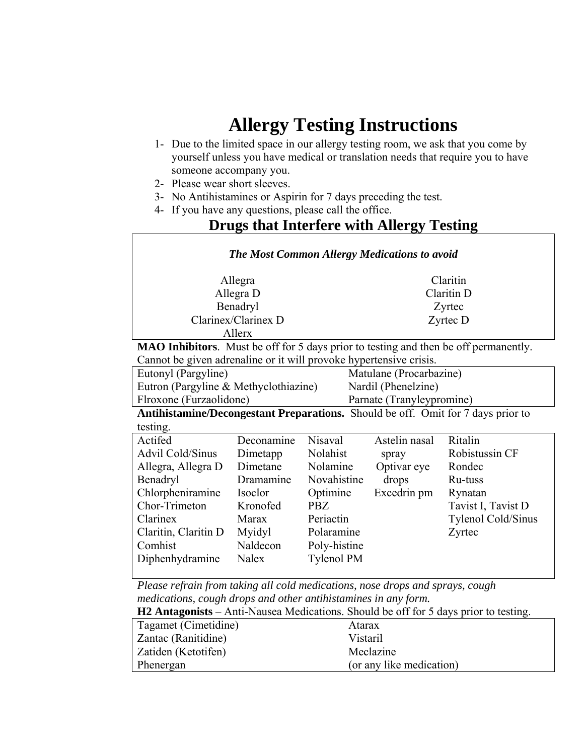# Allergy Testing Instructions

1- Due to the limited space in our allergy testing room, we ask that you come by yourself unless you have medical or translation needs that require you to have someone accompany you.
2- Please wear short sleeves.
3- No Antihistamines or Aspirin for 7 days preceding the test.
4- If you have any questions, please call the office.

## Drugs that Interfere with Allergy Testing

***The Most Common Allergy Medications to avoid***

| | |
|---|---|
| Allegra | Claritin |
| Allegra D | Claritin D |
| Benadryl | Zyrtec |
| Clarinex/Clarinex D | Zyrtec D |
| Allerx | |

**MAO Inhibitors**. Must be off for 5 days prior to testing and then be off permanently. Cannot be given adrenaline or it will provoke hypertensive crisis.

| | |
|---|---|
| Eutonyl (Pargyline) | Matulane (Procarbazine) |
| Eutron (Pargyline & Methyclothiazine) | Nardil (Phenelzine) |
| Flroxone (Furzaolidone) | Parnate (Tranyleypromine) |

**Antihistamine/Decongestant Preparations.** Should be off. Omit for 7 days prior to testing.

| | | | | |
|---|---|---|---|---|
| Actifed | Deconamine | Nisaval | Astelin nasal spray | Ritalin |
| Advil Cold/Sinus | Dimetapp | Nolahist | Optivar eye drops | Robistussin CF |
| Allegra, Allegra D | Dimetane | Nolamine | Excedrin pm | Rondec |
| Benadryl | Dramamine | Novahistine | | Ru-tuss |
| Chlorpheniramine | Isoclor | Optimine | | Rynatan |
| Chor-Trimeton | Kronofed | PBZ | | Tavist I, Tavist D |
| Clarinex | Marax | Periactin | | Tylenol Cold/Sinus |
| Claritin, Claritin D | Myidyl | Polaramine | | Zyrtec |
| Comhist | Naldecon | Poly-histine | | |
| Diphenhydramine | Nalex | Tylenol PM | | |

*Please refrain from taking all cold medications, nose drops and sprays, cough medications, cough drops and other antihistamines in any form.*

**H2 Antagonists** – Anti-Nausea Medications. Should be off for 5 days prior to testing.

| | |
|---|---|
| Tagamet (Cimetidine) | Atarax |
| Zantac (Ranitidine) | Vistaril |
| Zatiden (Ketotifen) | Meclazine |
| Phenergan | (or any like medication) |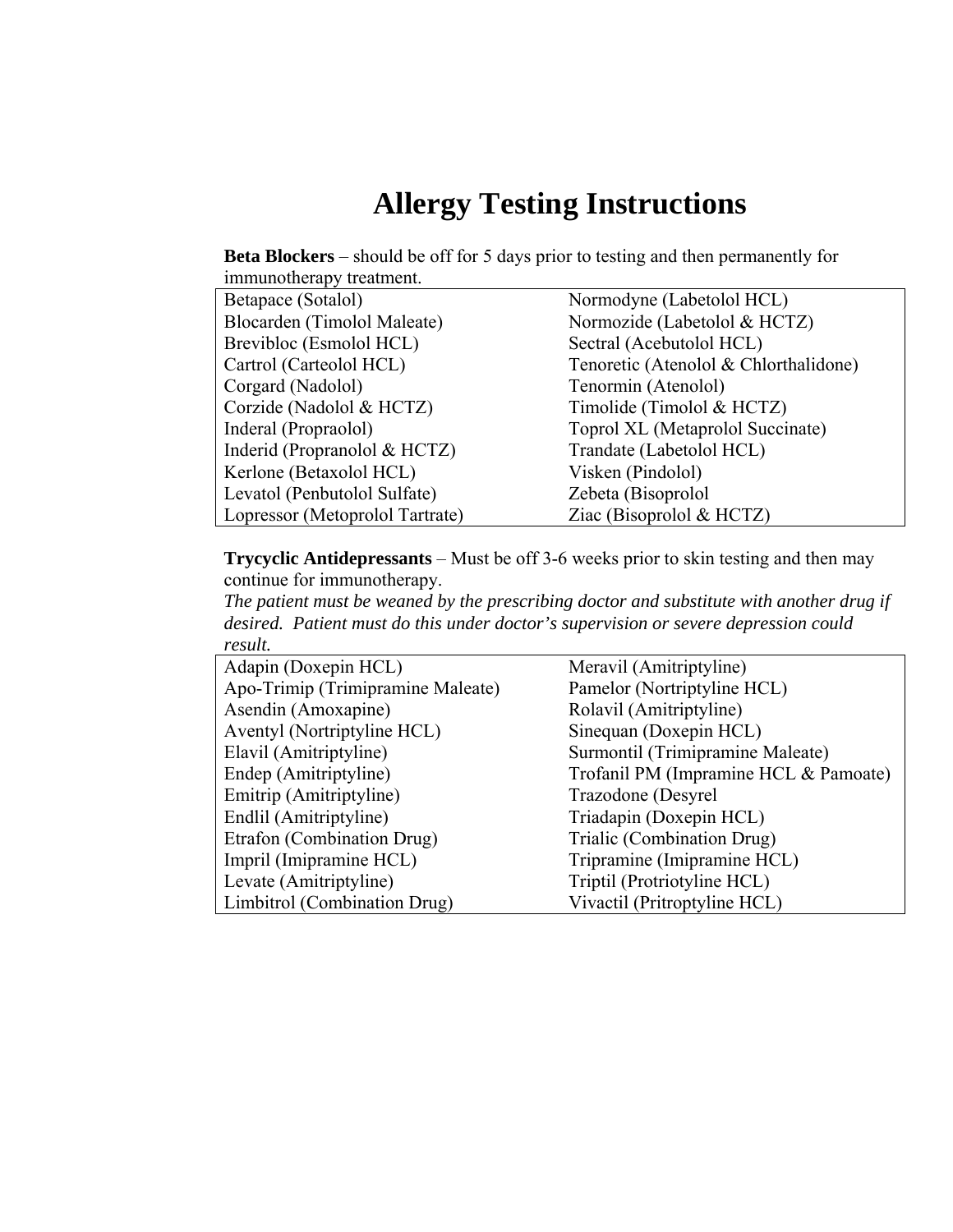# Allergy Testing Instructions

**Beta Blockers** – should be off for 5 days prior to testing and then permanently for immunotherapy treatment.

| | |
|---|---|
| Betapace (Sotalol) | Normodyne (Labetolol HCL) |
| Blocarden (Timolol Maleate) | Normozide (Labetolol & HCTZ) |
| Brevibloc (Esmolol HCL) | Sectral (Acebutolol HCL) |
| Cartrol (Carteolol HCL) | Tenoretic (Atenolol & Chlorthalidone) |
| Corgard (Nadolol) | Tenormin (Atenolol) |
| Corzide (Nadolol & HCTZ) | Timolide (Timolol & HCTZ) |
| Inderal (Propraolol) | Toprol XL (Metaprolol Succinate) |
| Inderid (Propranolol & HCTZ) | Trandate (Labetolol HCL) |
| Kerlone (Betaxolol HCL) | Visken (Pindolol) |
| Levatol (Penbutolol Sulfate) | Zebeta (Bisoprolol |
| Lopressor (Metoprolol Tartrate) | Ziac (Bisoprolol & HCTZ) |

**Trycyclic Antidepressants** – Must be off 3-6 weeks prior to skin testing and then may continue for immunotherapy.

*The patient must be weaned by the prescribing doctor and substitute with another drug if desired. Patient must do this under doctor's supervision or severe depression could result.*

| | |
|---|---|
| Adapin (Doxepin HCL) | Meravil (Amitriptyline) |
| Apo-Trimip (Trimipramine Maleate) | Pamelor (Nortriptyline HCL) |
| Asendin (Amoxapine) | Rolavil (Amitriptyline) |
| Aventyl (Nortriptyline HCL) | Sinequan (Doxepin HCL) |
| Elavil (Amitriptyline) | Surmontil (Trimipramine Maleate) |
| Endep (Amitriptyline) | Trofanil PM (Impramine HCL & Pamoate) |
| Emitrip (Amitriptyline) | Trazodone (Desyrel |
| Endlil (Amitriptyline) | Triadapin (Doxepin HCL) |
| Etrafon (Combination Drug) | Trialic (Combination Drug) |
| Impril (Imipramine HCL) | Tripramine (Imipramine HCL) |
| Levate (Amitriptyline) | Triptil (Protriotyline HCL) |
| Limbitrol (Combination Drug) | Vivactil (Pritroptyline HCL) |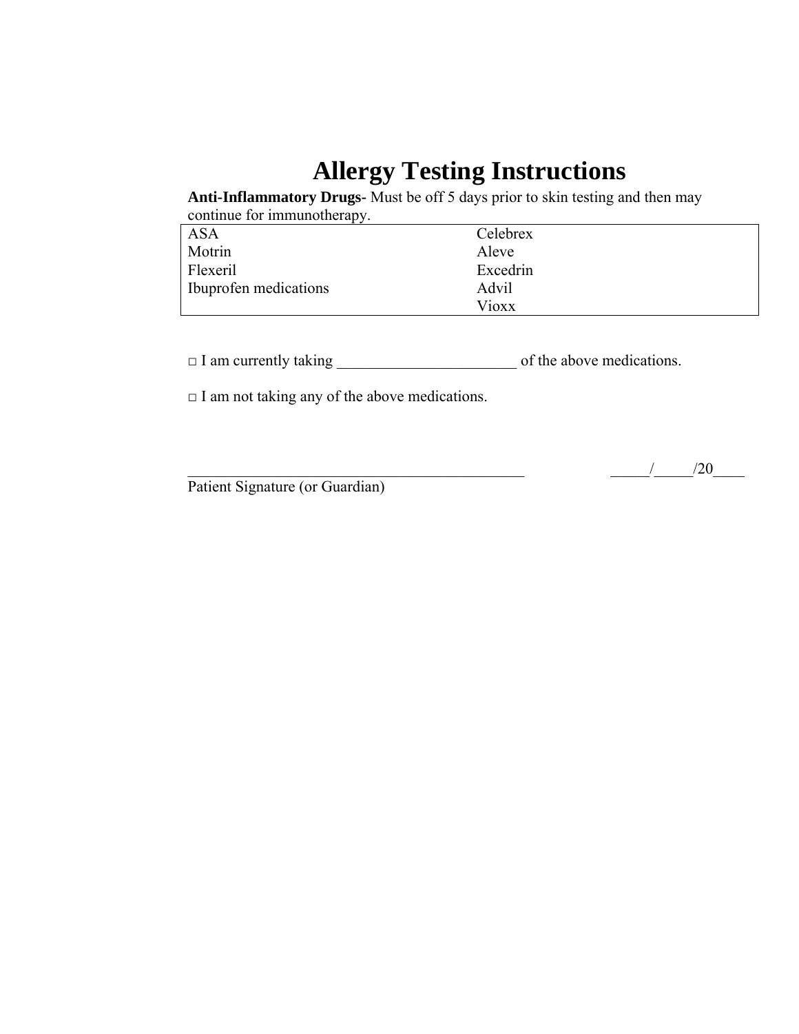# Allergy Testing Instructions

**Anti-Inflammatory Drugs-** Must be off 5 days prior to skin testing and then may continue for immunotherapy.

| | |
|---|---|
| ASA | Celebrex |
| Motrin | Aleve |
| Flexeril | Excedrin |
| Ibuprofen medications | Advil |
| | Vioxx |

□ I am currently taking _______________________ of the above medications.

□ I am not taking any of the above medications.

_____________________________________________ _____/_____/20____

Patient Signature (or Guardian)